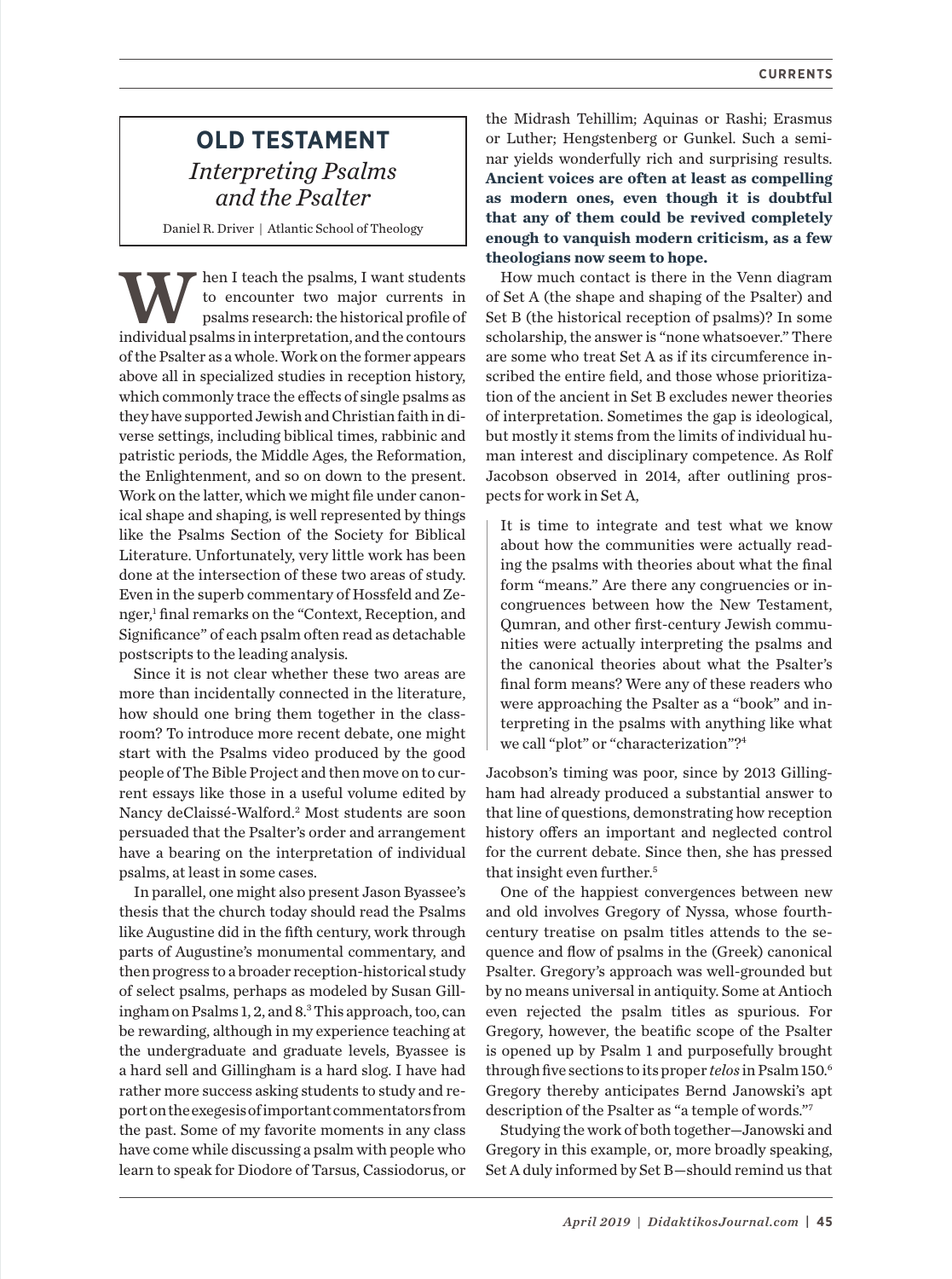## OLD TESTAMENT

### *Interpreting Psalms and the Psalter*

Daniel R. Driver | Atlantic School of Theology

When I teach the psalms, I want students to encounter two major currents in psalms research: the historical profile of individual psalms in interpretation, and the contours of the Psalter as a whole. Work on the former appears above all in specialized studies in reception history, which commonly trace the effects of single psalms as they have supported Jewish and Christian faith in diverse settings, including biblical times, rabbinic and patristic periods, the Middle Ages, the Reformation, the Enlightenment, and so on down to the present. Work on the latter, which we might file under canonical shape and shaping, is well represented by things like the Psalms Section of the Society for Biblical Literature. Unfortunately, very little work has been done at the intersection of these two areas of study. Even in the superb commentary of Hossfeld and Zenger,[1] final remarks on the "Context, Reception, and Significance" of each psalm often read as detachable postscripts to the leading analysis.

Since it is not clear whether these two areas are more than incidentally connected in the literature, how should one bring them together in the classroom? To introduce more recent debate, one might start with the Psalms video produced by the good people of The Bible Project and then move on to current essays like those in a useful volume edited by Nancy deClaissé-Walford.[2] Most students are soon persuaded that the Psalter's order and arrangement have a bearing on the interpretation of individual psalms, at least in some cases.

In parallel, one might also present Jason Byassee's thesis that the church today should read the Psalms like Augustine did in the fifth century, work through parts of Augustine's monumental commentary, and then progress to a broader reception-historical study of select psalms, perhaps as modeled by Susan Gillingham on Psalms 1, 2, and 8.[3] This approach, too, can be rewarding, although in my experience teaching at the undergraduate and graduate levels, Byassee is a hard sell and Gillingham is a hard slog. I have had rather more success asking students to study and report on the exegesis of important commentators from the past. Some of my favorite moments in any class have come while discussing a psalm with people who learn to speak for Diodore of Tarsus, Cassiodorus, or the Midrash Tehillim; Aquinas or Rashi; Erasmus or Luther; Hengstenberg or Gunkel. Such a seminar yields wonderfully rich and surprising results. **Ancient voices are often at least as compelling as modern ones, even though it is doubtful that any of them could be revived completely enough to vanquish modern criticism, as a few theologians now seem to hope.**

How much contact is there in the Venn diagram of Set A (the shape and shaping of the Psalter) and Set B (the historical reception of psalms)? In some scholarship, the answer is "none whatsoever." There are some who treat Set A as if its circumference inscribed the entire field, and those whose prioritization of the ancient in Set B excludes newer theories of interpretation. Sometimes the gap is ideological, but mostly it stems from the limits of individual human interest and disciplinary competence. As Rolf Jacobson observed in 2014, after outlining prospects for work in Set A,

> It is time to integrate and test what we know about how the communities were actually reading the psalms with theories about what the final form "means." Are there any congruencies or incongruences between how the New Testament, Qumran, and other first-century Jewish communities were actually interpreting the psalms and the canonical theories about what the Psalter's final form means? Were any of these readers who were approaching the Psalter as a "book" and interpreting in the psalms with anything like what we call "plot" or "characterization"?[4]

Jacobson's timing was poor, since by 2013 Gillingham had already produced a substantial answer to that line of questions, demonstrating how reception history offers an important and neglected control for the current debate. Since then, she has pressed that insight even further.[5]

One of the happiest convergences between new and old involves Gregory of Nyssa, whose fourth-century treatise on psalm titles attends to the sequence and flow of psalms in the (Greek) canonical Psalter. Gregory's approach was well-grounded but by no means universal in antiquity. Some at Antioch even rejected the psalm titles as spurious. For Gregory, however, the beatific scope of the Psalter is opened up by Psalm 1 and purposefully brought through five sections to its proper *telos* in Psalm 150.[6] Gregory thereby anticipates Bernd Janowski's apt description of the Psalter as "a temple of words."[7]

Studying the work of both together—Janowski and Gregory in this example, or, more broadly speaking, Set A duly informed by Set B—should remind us that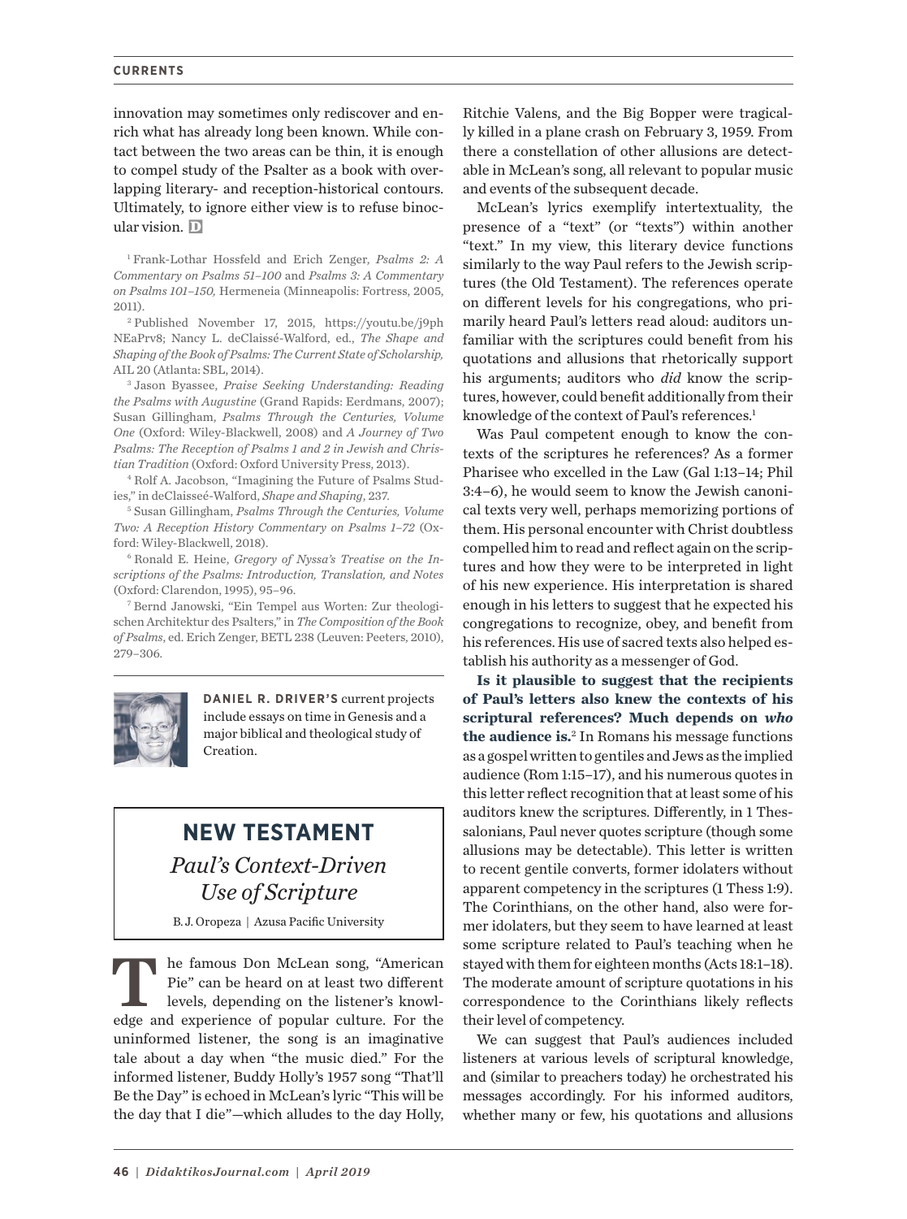innovation may sometimes only rediscover and enrich what has already long been known. While contact between the two areas can be thin, it is enough to compel study of the Psalter as a book with overlapping literary- and reception-historical contours. Ultimately, to ignore either view is to refuse binocular vision.

[1] Frank-Lothar Hossfeld and Erich Zenger, *Psalms 2: A Commentary on Psalms 51–100* and *Psalms 3: A Commentary on Psalms 101–150,* Hermeneia (Minneapolis: Fortress, 2005, 2011).

[2] Published November 17, 2015, https://youtu.be/j9phNEaPrv8; Nancy L. deClaissé-Walford, ed., *The Shape and Shaping of the Book of Psalms: The Current State of Scholarship,* AIL 20 (Atlanta: SBL, 2014).

[3] Jason Byassee, *Praise Seeking Understanding: Reading the Psalms with Augustine* (Grand Rapids: Eerdmans, 2007); Susan Gillingham, *Psalms Through the Centuries, Volume One* (Oxford: Wiley-Blackwell, 2008) and *A Journey of Two Psalms: The Reception of Psalms 1 and 2 in Jewish and Christian Tradition* (Oxford: Oxford University Press, 2013).

[4] Rolf A. Jacobson, "Imagining the Future of Psalms Studies," in deClaisseé-Walford, *Shape and Shaping*, 237.

[5] Susan Gillingham, *Psalms Through the Centuries, Volume Two: A Reception History Commentary on Psalms 1–72* (Oxford: Wiley-Blackwell, 2018).

[6] Ronald E. Heine, *Gregory of Nyssa's Treatise on the Inscriptions of the Psalms: Introduction, Translation, and Notes* (Oxford: Clarendon, 1995), 95–96.

[7] Bernd Janowski, "Ein Tempel aus Worten: Zur theologischen Architektur des Psalters," in *The Composition of the Book of Psalms*, ed. Erich Zenger, BETL 238 (Leuven: Peeters, 2010), 279–306.

**DANIEL R. DRIVER'S** current projects include essays on time in Genesis and a major biblical and theological study of Creation.

## NEW TESTAMENT

### *Paul's Context-Driven Use of Scripture*

B. J. Oropeza | Azusa Pacific University

The famous Don McLean song, "American Pie" can be heard on at least two different levels, depending on the listener's knowledge and experience of popular culture. For the uninformed listener, the song is an imaginative tale about a day when "the music died." For the informed listener, Buddy Holly's 1957 song "That'll Be the Day" is echoed in McLean's lyric "This will be the day that I die"—which alludes to the day Holly, Ritchie Valens, and the Big Bopper were tragically killed in a plane crash on February 3, 1959. From there a constellation of other allusions are detectable in McLean's song, all relevant to popular music and events of the subsequent decade.

McLean's lyrics exemplify intertextuality, the presence of a "text" (or "texts") within another "text." In my view, this literary device functions similarly to the way Paul refers to the Jewish scriptures (the Old Testament). The references operate on different levels for his congregations, who primarily heard Paul's letters read aloud: auditors unfamiliar with the scriptures could benefit from his quotations and allusions that rhetorically support his arguments; auditors who *did* know the scriptures, however, could benefit additionally from their knowledge of the context of Paul's references.[1]

Was Paul competent enough to know the contexts of the scriptures he references? As a former Pharisee who excelled in the Law (Gal 1:13–14; Phil 3:4–6), he would seem to know the Jewish canonical texts very well, perhaps memorizing portions of them. His personal encounter with Christ doubtless compelled him to read and reflect again on the scriptures and how they were to be interpreted in light of his new experience. His interpretation is shared enough in his letters to suggest that he expected his congregations to recognize, obey, and benefit from his references. His use of sacred texts also helped establish his authority as a messenger of God.

**Is it plausible to suggest that the recipients of Paul's letters also knew the contexts of his scriptural references? Much depends on *who* the audience is.**[2] In Romans his message functions as a gospel written to gentiles and Jews as the implied audience (Rom 1:15–17), and his numerous quotes in this letter reflect recognition that at least some of his auditors knew the scriptures. Differently, in 1 Thessalonians, Paul never quotes scripture (though some allusions may be detectable). This letter is written to recent gentile converts, former idolaters without apparent competency in the scriptures (1 Thess 1:9). The Corinthians, on the other hand, also were former idolaters, but they seem to have learned at least some scripture related to Paul's teaching when he stayed with them for eighteen months (Acts 18:1–18). The moderate amount of scripture quotations in his correspondence to the Corinthians likely reflects their level of competency.

We can suggest that Paul's audiences included listeners at various levels of scriptural knowledge, and (similar to preachers today) he orchestrated his messages accordingly. For his informed auditors, whether many or few, his quotations and allusions